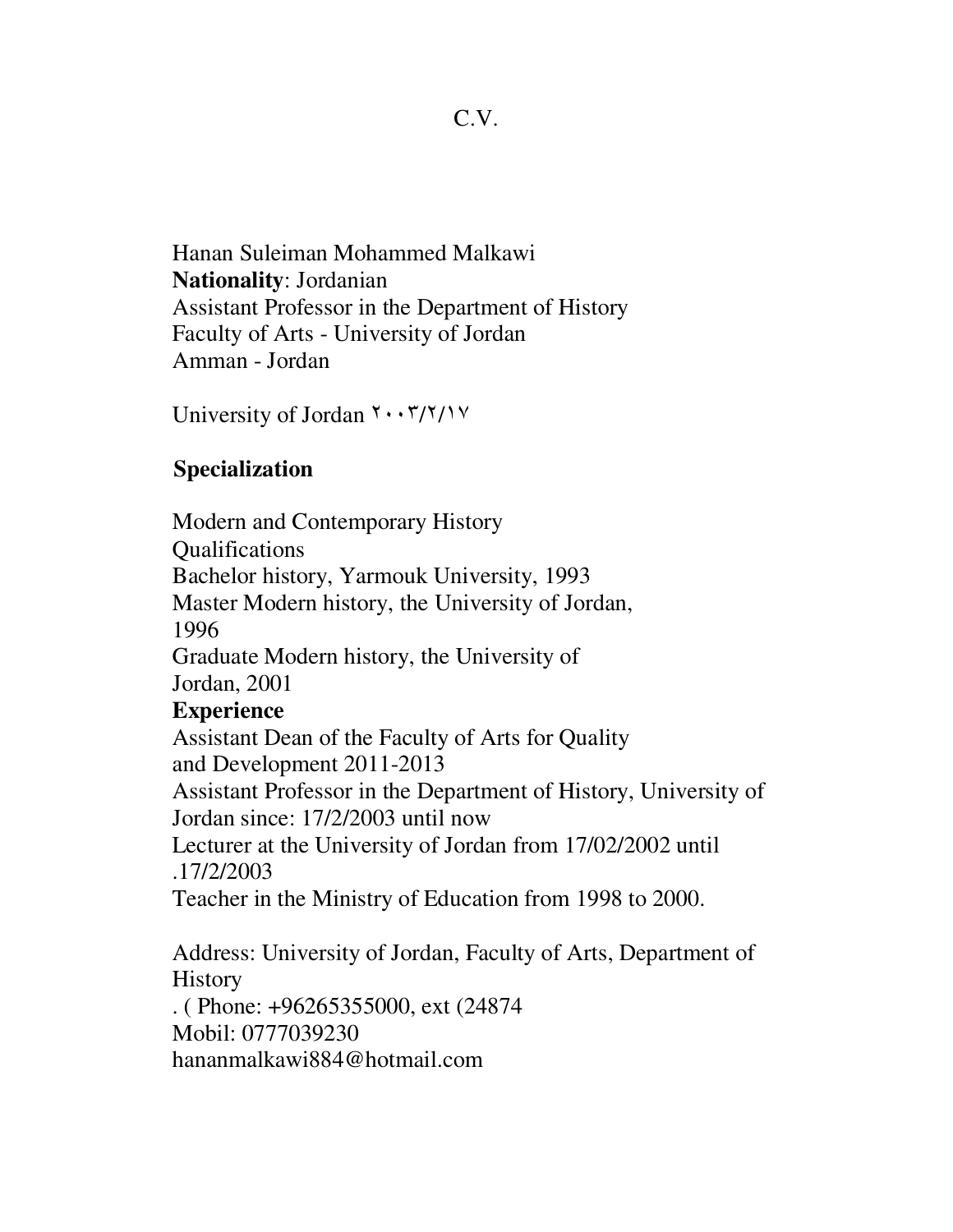C.V.

Hanan Suleiman Mohammed Malkawi
**Nationality**: Jordanian
Assistant Professor in the Department of History
Faculty of Arts - University of Jordan
Amman - Jordan

University of Jordan ٢٠٠٣/٢/١٧

**Specialization**

Modern and Contemporary History
Qualifications
Bachelor history, Yarmouk University, 1993
Master Modern history, the University of Jordan, 1996
Graduate Modern history, the University of Jordan, 2001

**Experience**

Assistant Dean of the Faculty of Arts for Quality and Development 2011-2013
Assistant Professor in the Department of History, University of Jordan since: 17/2/2003 until now
Lecturer at the University of Jordan from 17/02/2002 until .17/2/2003
Teacher in the Ministry of Education from 1998 to 2000.

Address: University of Jordan, Faculty of Arts, Department of History
. ( Phone: +96265355000, ext (24874
Mobil: 0777039230
hananmalkawi884@hotmail.com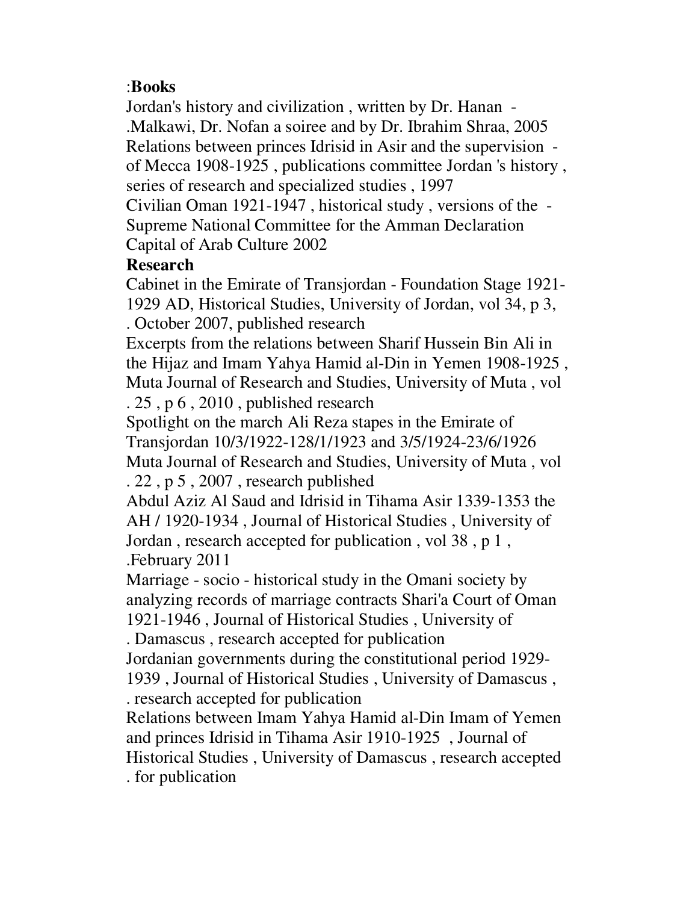## Books:

- Jordan's history and civilization , written by Dr. Hanan Malkawi, Dr. Nofan a soiree and by Dr. Ibrahim Shraa, 2005.
- Relations between princes Idrisid in Asir and the supervision of Mecca 1908-1925 , publications committee Jordan 's history , series of research and specialized studies , 1997
- Civilian Oman 1921-1947 , historical study , versions of the Supreme National Committee for the Amman Declaration Capital of Arab Culture 2002

## Research

Cabinet in the Emirate of Transjordan - Foundation Stage 1921-1929 AD, Historical Studies, University of Jordan, vol 34, p 3, October 2007, published research.

Excerpts from the relations between Sharif Hussein Bin Ali in the Hijaz and Imam Yahya Hamid al-Din in Yemen 1908-1925 , Muta Journal of Research and Studies, University of Muta , vol 25 , p 6 , 2010 , published research.

Spotlight on the march Ali Reza stapes in the Emirate of Transjordan 10/3/1922-128/1/1923 and 3/5/1924-23/6/1926 Muta Journal of Research and Studies, University of Muta , vol 22 , p 5 , 2007 , research published.

Abdul Aziz Al Saud and Idrisid in Tihama Asir 1339-1353 the AH / 1920-1934 , Journal of Historical Studies , University of Jordan , research accepted for publication , vol 38 , p 1 , February 2011.

Marriage - socio - historical study in the Omani society by analyzing records of marriage contracts Shari'a Court of Oman 1921-1946 , Journal of Historical Studies , University of Damascus , research accepted for publication.

Jordanian governments during the constitutional period 1929-1939 , Journal of Historical Studies , University of Damascus , research accepted for publication.

Relations between Imam Yahya Hamid al-Din Imam of Yemen and princes Idrisid in Tihama Asir 1910-1925 , Journal of Historical Studies , University of Damascus , research accepted for publication.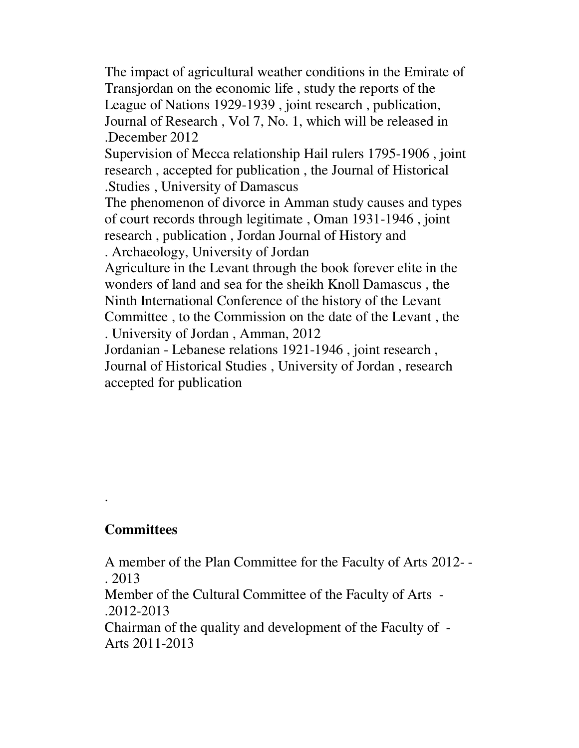The impact of agricultural weather conditions in the Emirate of Transjordan on the economic life , study the reports of the League of Nations 1929-1939 , joint research , publication, Journal of Research , Vol 7, No. 1, which will be released in .December 2012

Supervision of Mecca relationship Hail rulers 1795-1906 , joint research , accepted for publication , the Journal of Historical .Studies , University of Damascus

The phenomenon of divorce in Amman study causes and types of court records through legitimate , Oman 1931-1946 , joint research , publication , Jordan Journal of History and . Archaeology, University of Jordan

Agriculture in the Levant through the book forever elite in the wonders of land and sea for the sheikh Knoll Damascus , the Ninth International Conference of the history of the Levant Committee , to the Commission on the date of the Levant , the . University of Jordan , Amman, 2012

Jordanian - Lebanese relations 1921-1946 , joint research , Journal of Historical Studies , University of Jordan , research accepted for publication

.

## Committees

A member of the Plan Committee for the Faculty of Arts 2012- - . 2013

Member of the Cultural Committee of the Faculty of Arts - .2012-2013

Chairman of the quality and development of the Faculty of - Arts 2011-2013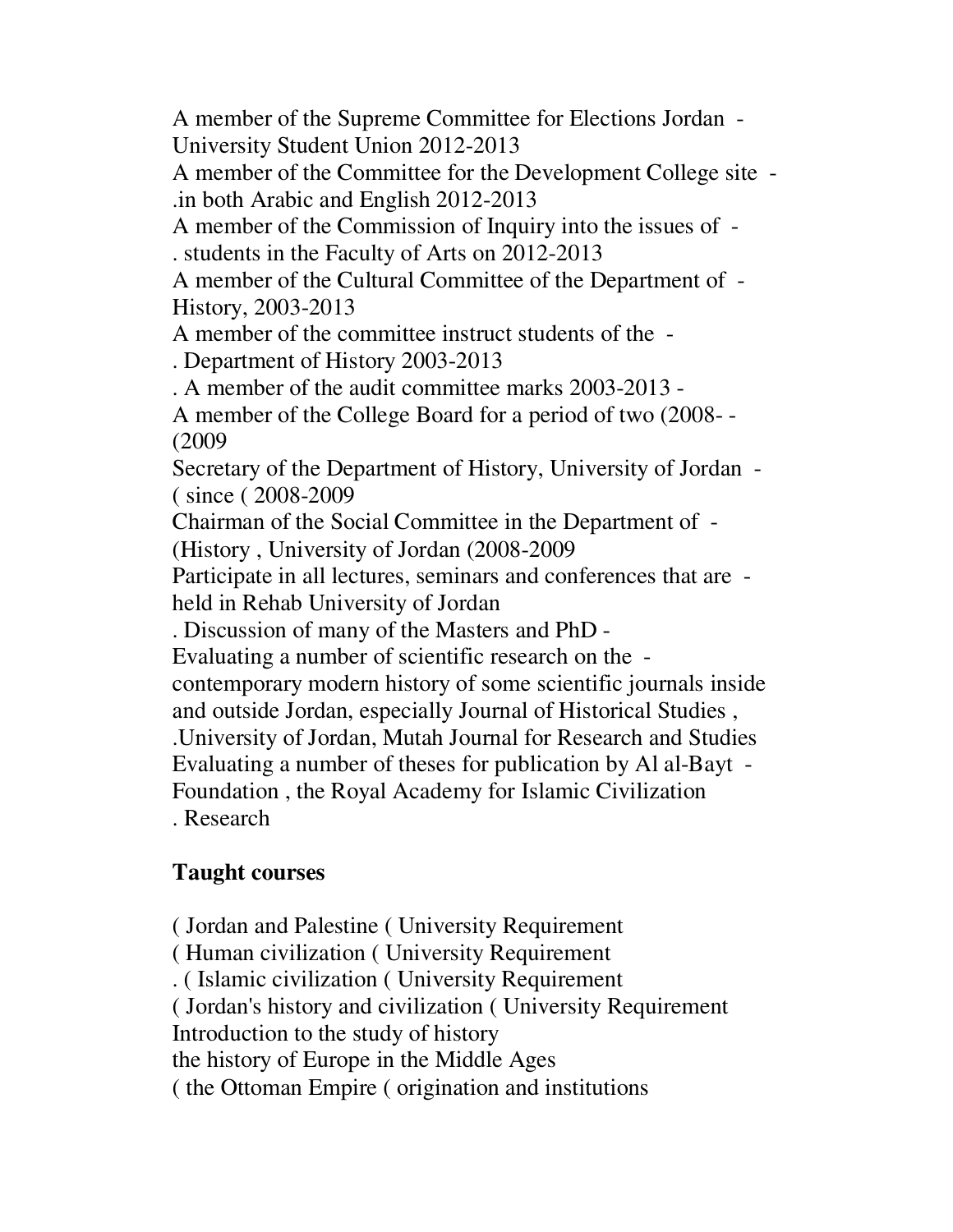A member of the Supreme Committee for Elections Jordan -
University Student Union 2012-2013
A member of the Committee for the Development College site -
.in both Arabic and English 2012-2013
A member of the Commission of Inquiry into the issues of -
. students in the Faculty of Arts on 2012-2013
A member of the Cultural Committee of the Department of -
History, 2003-2013
A member of the committee instruct students of the -
. Department of History 2003-2013
. A member of the audit committee marks 2003-2013 -
A member of the College Board for a period of two (2008- -
(2009
Secretary of the Department of History, University of Jordan -
( since ( 2008-2009
Chairman of the Social Committee in the Department of -
(History , University of Jordan (2008-2009
Participate in all lectures, seminars and conferences that are -
held in Rehab University of Jordan
. Discussion of many of the Masters and PhD -
Evaluating a number of scientific research on the -
contemporary modern history of some scientific journals inside
and outside Jordan, especially Journal of Historical Studies ,
.University of Jordan, Mutah Journal for Research and Studies
Evaluating a number of theses for publication by Al al-Bayt -
Foundation , the Royal Academy for Islamic Civilization
. Research

**Taught courses**

( Jordan and Palestine ( University Requirement
( Human civilization ( University Requirement
. ( Islamic civilization ( University Requirement
( Jordan's history and civilization ( University Requirement
Introduction to the study of history
the history of Europe in the Middle Ages
( the Ottoman Empire ( origination and institutions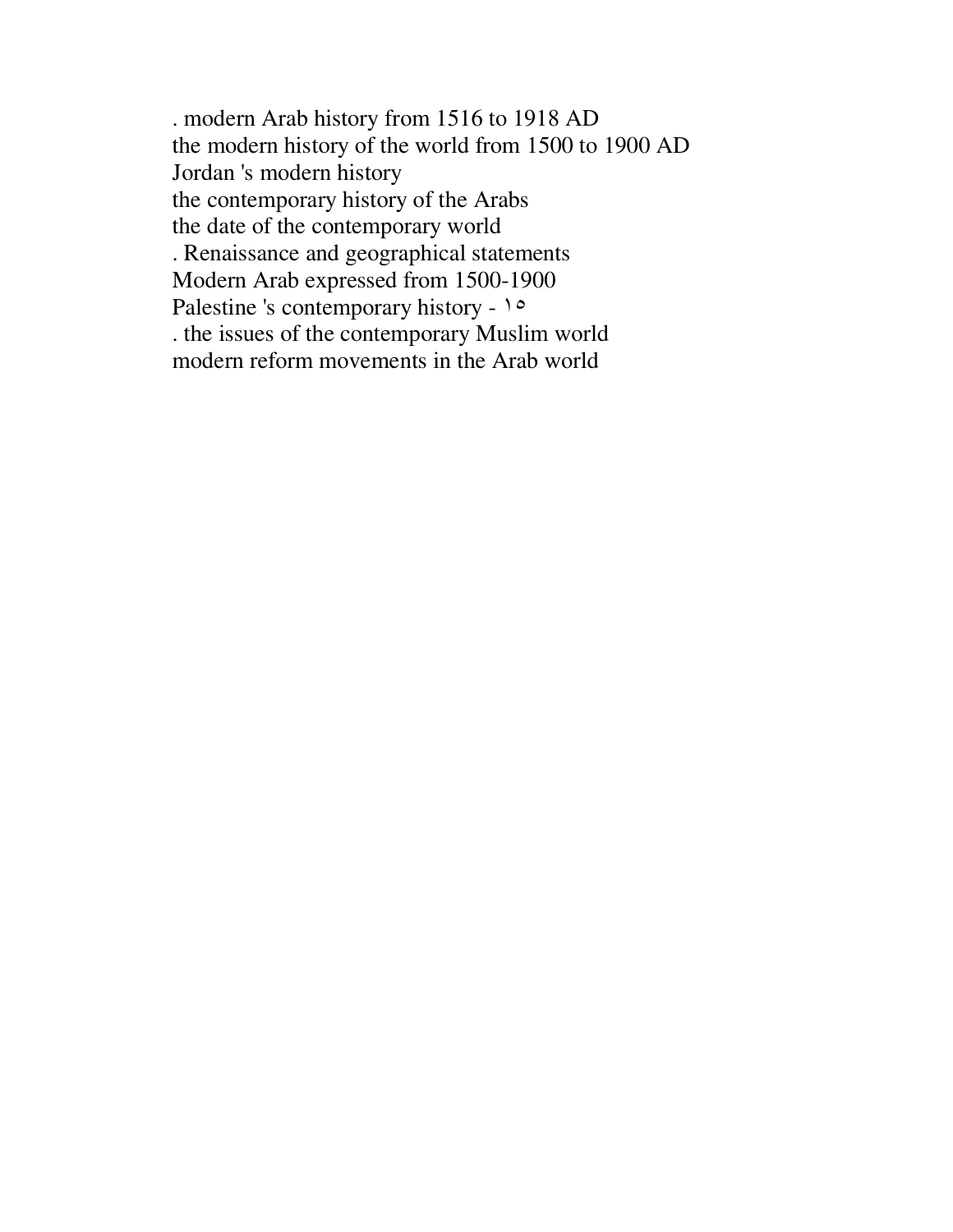. modern Arab history from 1516 to 1918 AD
the modern history of the world from 1500 to 1900 AD
Jordan 's modern history
the contemporary history of the Arabs
the date of the contemporary world
. Renaissance and geographical statements
Modern Arab expressed from 1500-1900
Palestine 's contemporary history - ١٥
. the issues of the contemporary Muslim world
modern reform movements in the Arab world